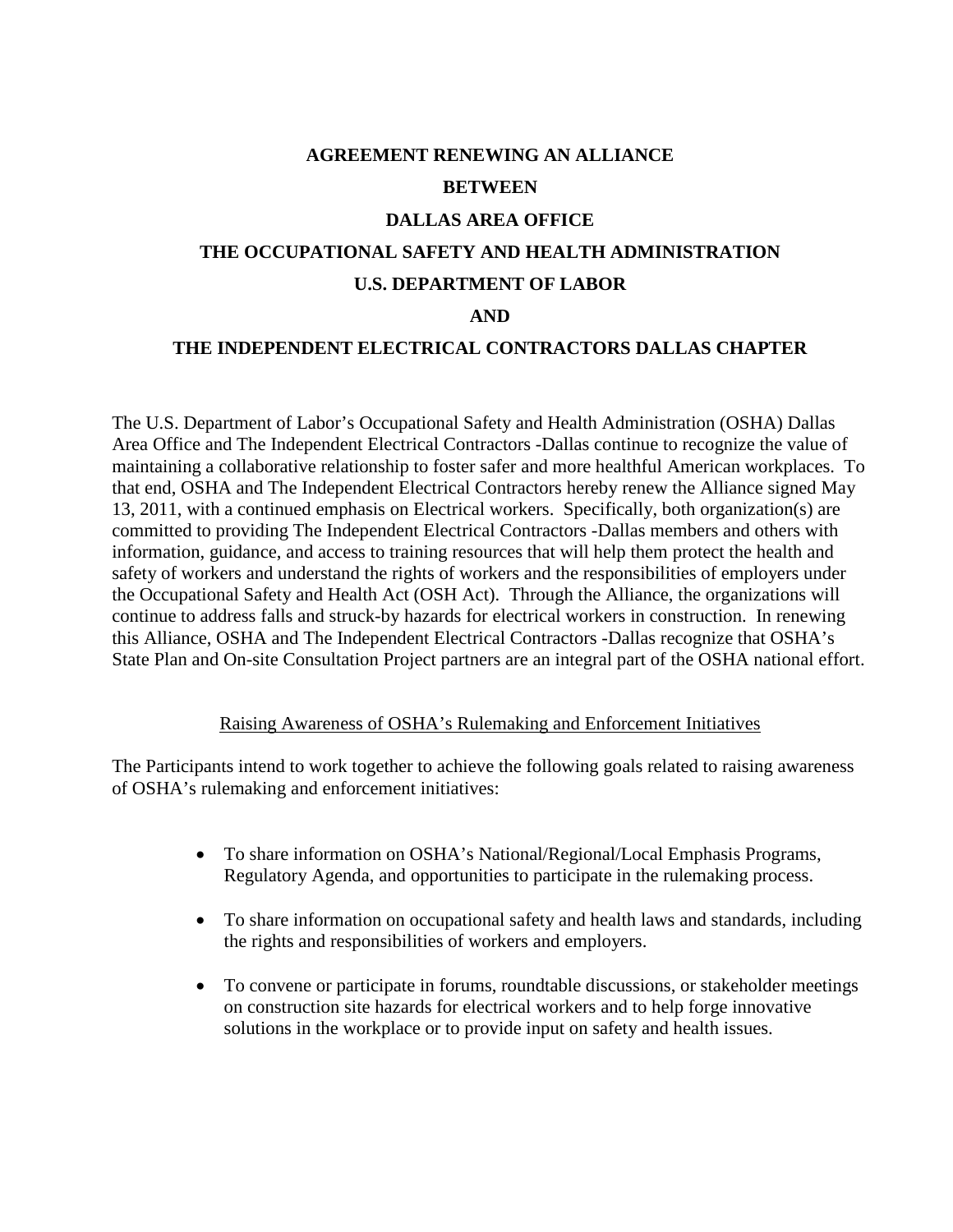# AGREEMENT RENEWING AN ALLIANCE

# BETWEEN

# DALLAS AREA OFFICE

# THE OCCUPATIONAL SAFETY AND HEALTH ADMINISTRATION

# U.S. DEPARTMENT OF LABOR

# AND

# THE INDEPENDENT ELECTRICAL CONTRACTORS DALLAS CHAPTER

The U.S. Department of Labor's Occupational Safety and Health Administration (OSHA) Dallas Area Office and The Independent Electrical Contractors -Dallas continue to recognize the value of maintaining a collaborative relationship to foster safer and more healthful American workplaces. To that end, OSHA and The Independent Electrical Contractors hereby renew the Alliance signed May 13, 2011, with a continued emphasis on Electrical workers. Specifically, both organization(s) are committed to providing The Independent Electrical Contractors -Dallas members and others with information, guidance, and access to training resources that will help them protect the health and safety of workers and understand the rights of workers and the responsibilities of employers under the Occupational Safety and Health Act (OSH Act). Through the Alliance, the organizations will continue to address falls and struck-by hazards for electrical workers in construction. In renewing this Alliance, OSHA and The Independent Electrical Contractors -Dallas recognize that OSHA's State Plan and On-site Consultation Project partners are an integral part of the OSHA national effort.

## Raising Awareness of OSHA's Rulemaking and Enforcement Initiatives

The Participants intend to work together to achieve the following goals related to raising awareness of OSHA's rulemaking and enforcement initiatives:

- To share information on OSHA's National/Regional/Local Emphasis Programs, Regulatory Agenda, and opportunities to participate in the rulemaking process.
- To share information on occupational safety and health laws and standards, including the rights and responsibilities of workers and employers.
- To convene or participate in forums, roundtable discussions, or stakeholder meetings on construction site hazards for electrical workers and to help forge innovative solutions in the workplace or to provide input on safety and health issues.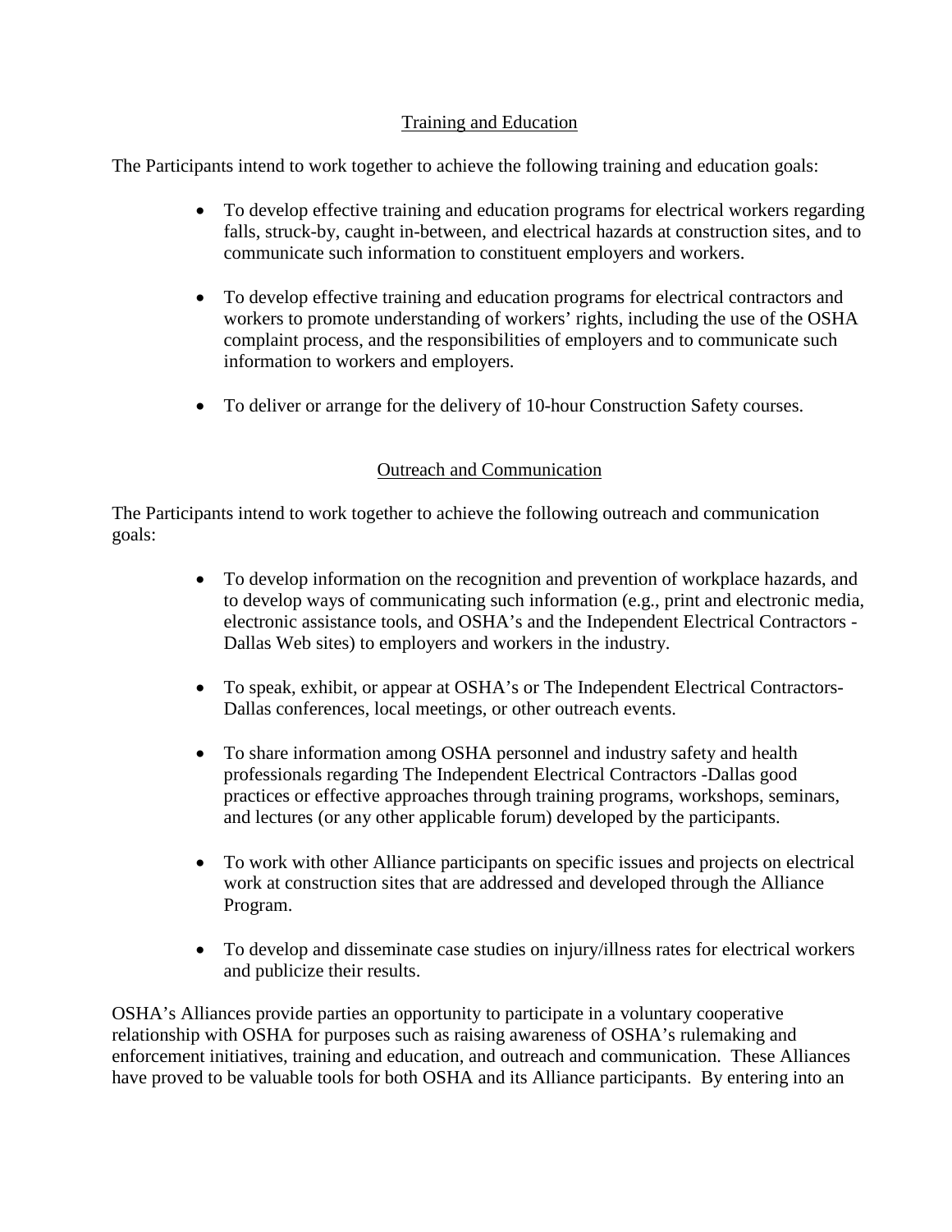## Training and Education

The Participants intend to work together to achieve the following training and education goals:

- To develop effective training and education programs for electrical workers regarding falls, struck-by, caught in-between, and electrical hazards at construction sites, and to communicate such information to constituent employers and workers.

- To develop effective training and education programs for electrical contractors and workers to promote understanding of workers' rights, including the use of the OSHA complaint process, and the responsibilities of employers and to communicate such information to workers and employers.

- To deliver or arrange for the delivery of 10-hour Construction Safety courses.

## Outreach and Communication

The Participants intend to work together to achieve the following outreach and communication goals:

- To develop information on the recognition and prevention of workplace hazards, and to develop ways of communicating such information (e.g., print and electronic media, electronic assistance tools, and OSHA's and the Independent Electrical Contractors - Dallas Web sites) to employers and workers in the industry.

- To speak, exhibit, or appear at OSHA's or The Independent Electrical Contractors-Dallas conferences, local meetings, or other outreach events.

- To share information among OSHA personnel and industry safety and health professionals regarding The Independent Electrical Contractors -Dallas good practices or effective approaches through training programs, workshops, seminars, and lectures (or any other applicable forum) developed by the participants.

- To work with other Alliance participants on specific issues and projects on electrical work at construction sites that are addressed and developed through the Alliance Program.

- To develop and disseminate case studies on injury/illness rates for electrical workers and publicize their results.

OSHA's Alliances provide parties an opportunity to participate in a voluntary cooperative relationship with OSHA for purposes such as raising awareness of OSHA's rulemaking and enforcement initiatives, training and education, and outreach and communication. These Alliances have proved to be valuable tools for both OSHA and its Alliance participants. By entering into an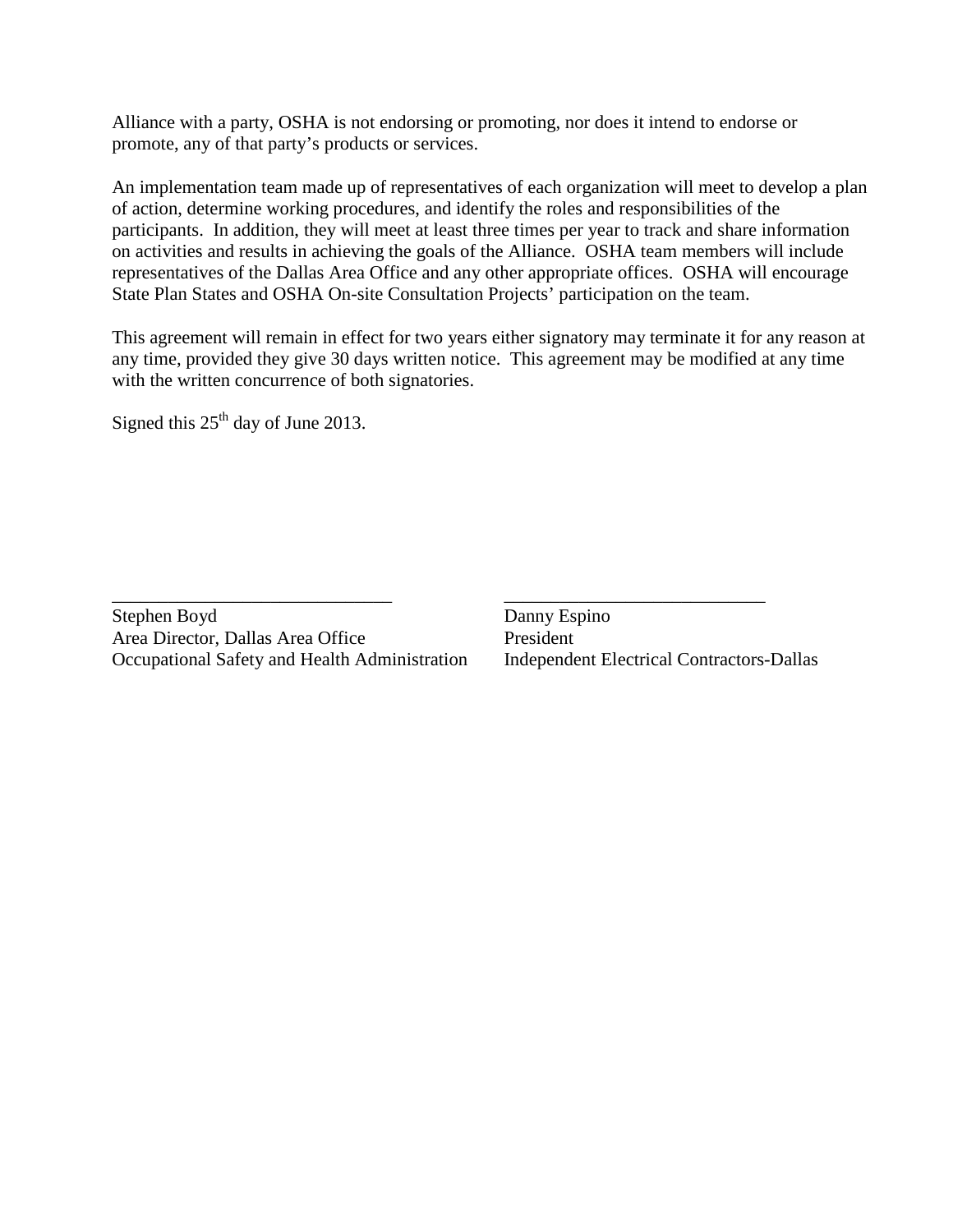Alliance with a party, OSHA is not endorsing or promoting, nor does it intend to endorse or promote, any of that party's products or services.

An implementation team made up of representatives of each organization will meet to develop a plan of action, determine working procedures, and identify the roles and responsibilities of the participants. In addition, they will meet at least three times per year to track and share information on activities and results in achieving the goals of the Alliance. OSHA team members will include representatives of the Dallas Area Office and any other appropriate offices. OSHA will encourage State Plan States and OSHA On-site Consultation Projects' participation on the team.

This agreement will remain in effect for two years either signatory may terminate it for any reason at any time, provided they give 30 days written notice. This agreement may be modified at any time with the written concurrence of both signatories.

Signed this 25th day of June 2013.

| | |
|---|---|
| \_\_\_\_\_\_\_\_\_\_\_\_\_\_\_\_\_\_\_\_\_\_\_\_\_\_\_\_\_\_\_ | \_\_\_\_\_\_\_\_\_\_\_\_\_\_\_\_\_\_\_\_\_\_\_\_\_\_\_\_\_\_\_ |
| Stephen Boyd | Danny Espino |
| Area Director, Dallas Area Office | President |
| Occupational Safety and Health Administration | Independent Electrical Contractors-Dallas |